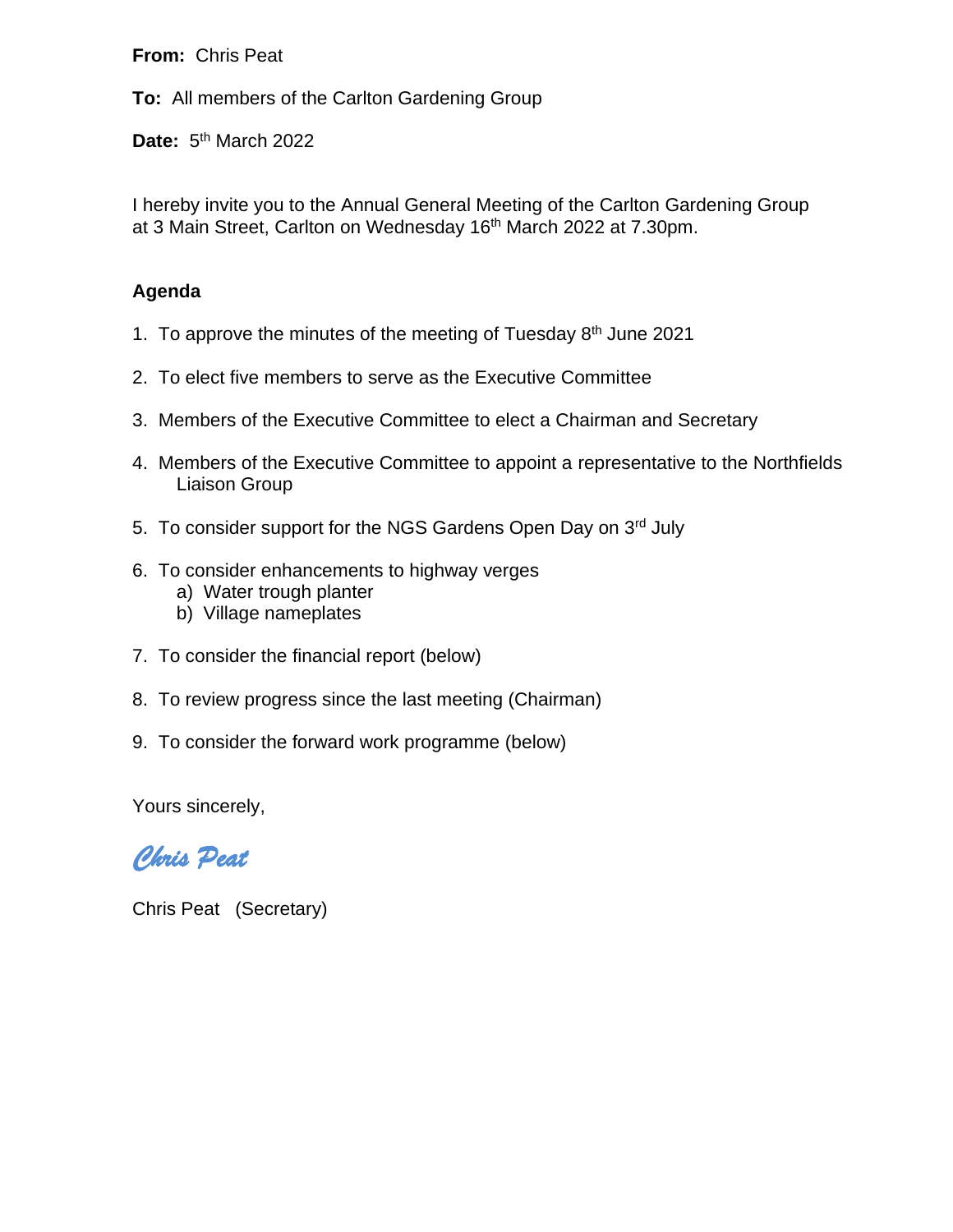**From:** Chris Peat

**To:** All members of the Carlton Gardening Group

**Date:** 5th March 2022

I hereby invite you to the Annual General Meeting of the Carlton Gardening Group at 3 Main Street, Carlton on Wednesday 16th March 2022 at 7.30pm.

**Agenda**

1. To approve the minutes of the meeting of Tuesday 8th June 2021
2. To elect five members to serve as the Executive Committee
3. Members of the Executive Committee to elect a Chairman and Secretary
4. Members of the Executive Committee to appoint a representative to the Northfields Liaison Group
5. To consider support for the NGS Gardens Open Day on 3rd July
6. To consider enhancements to highway verges
   a) Water trough planter
   b) Village nameplates
7. To consider the financial report (below)
8. To review progress since the last meeting (Chairman)
9. To consider the forward work programme (below)

Yours sincerely,

*Chris Peat*

Chris Peat (Secretary)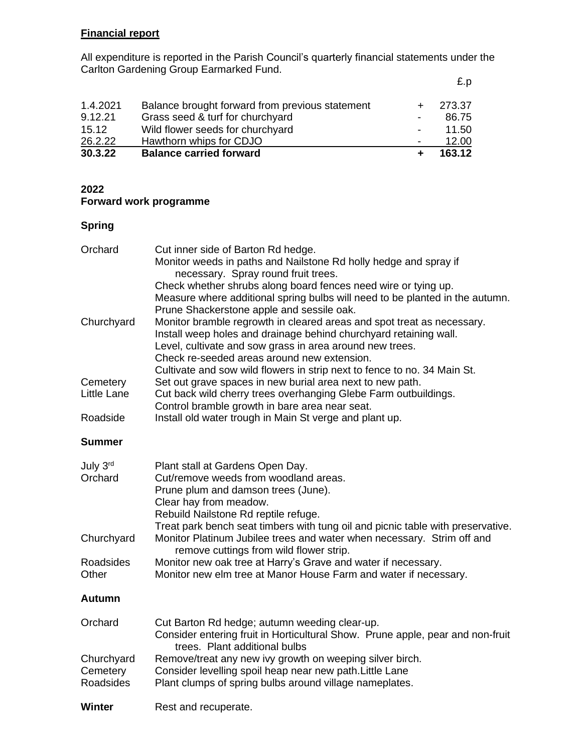## Financial report

All expenditure is reported in the Parish Council's quarterly financial statements under the Carlton Gardening Group Earmarked Fund.

| | | | £.p |
|---|---|---|---|
| 1.4.2021 | Balance brought forward from previous statement | + | 273.37 |
| 9.12.21 | Grass seed & turf for churchyard | - | 86.75 |
| 15.12 | Wild flower seeds for churchyard | - | 11.50 |
| 26.2.22 | Hawthorn whips for CDJO | - | 12.00 |
| **30.3.22** | **Balance carried forward** | **+** | **163.12** |

## 2022
## Forward work programme

### Spring

| | |
|---|---|
| Orchard | Cut inner side of Barton Rd hedge.<br>Monitor weeds in paths and Nailstone Rd holly hedge and spray if necessary. Spray round fruit trees.<br>Check whether shrubs along board fences need wire or tying up.<br>Measure where additional spring bulbs will need to be planted in the autumn.<br>Prune Shackerstone apple and sessile oak. |
| Churchyard | Monitor bramble regrowth in cleared areas and spot treat as necessary.<br>Install weep holes and drainage behind churchyard retaining wall.<br>Level, cultivate and sow grass in area around new trees.<br>Check re-seeded areas around new extension.<br>Cultivate and sow wild flowers in strip next to fence to no. 34 Main St. |
| Cemetery | Set out grave spaces in new burial area next to new path. |
| Little Lane | Cut back wild cherry trees overhanging Glebe Farm outbuildings.<br>Control bramble growth in bare area near seat. |
| Roadside | Install old water trough in Main St verge and plant up. |

### Summer

| | |
|---|---|
| July 3rd | Plant stall at Gardens Open Day. |
| Orchard | Cut/remove weeds from woodland areas.<br>Prune plum and damson trees (June).<br>Clear hay from meadow.<br>Rebuild Nailstone Rd reptile refuge.<br>Treat park bench seat timbers with tung oil and picnic table with preservative. |
| Churchyard | Monitor Platinum Jubilee trees and water when necessary. Strim off and remove cuttings from wild flower strip. |
| Roadsides | Monitor new oak tree at Harry's Grave and water if necessary. |
| Other | Monitor new elm tree at Manor House Farm and water if necessary. |

### Autumn

| | |
|---|---|
| Orchard | Cut Barton Rd hedge; autumn weeding clear-up.<br>Consider entering fruit in Horticultural Show. Prune apple, pear and non-fruit trees. Plant additional bulbs |
| Churchyard | Remove/treat any new ivy growth on weeping silver birch. |
| Cemetery | Consider levelling spoil heap near new path.Little Lane |
| Roadsides | Plant clumps of spring bulbs around village nameplates. |

**Winter** Rest and recuperate.